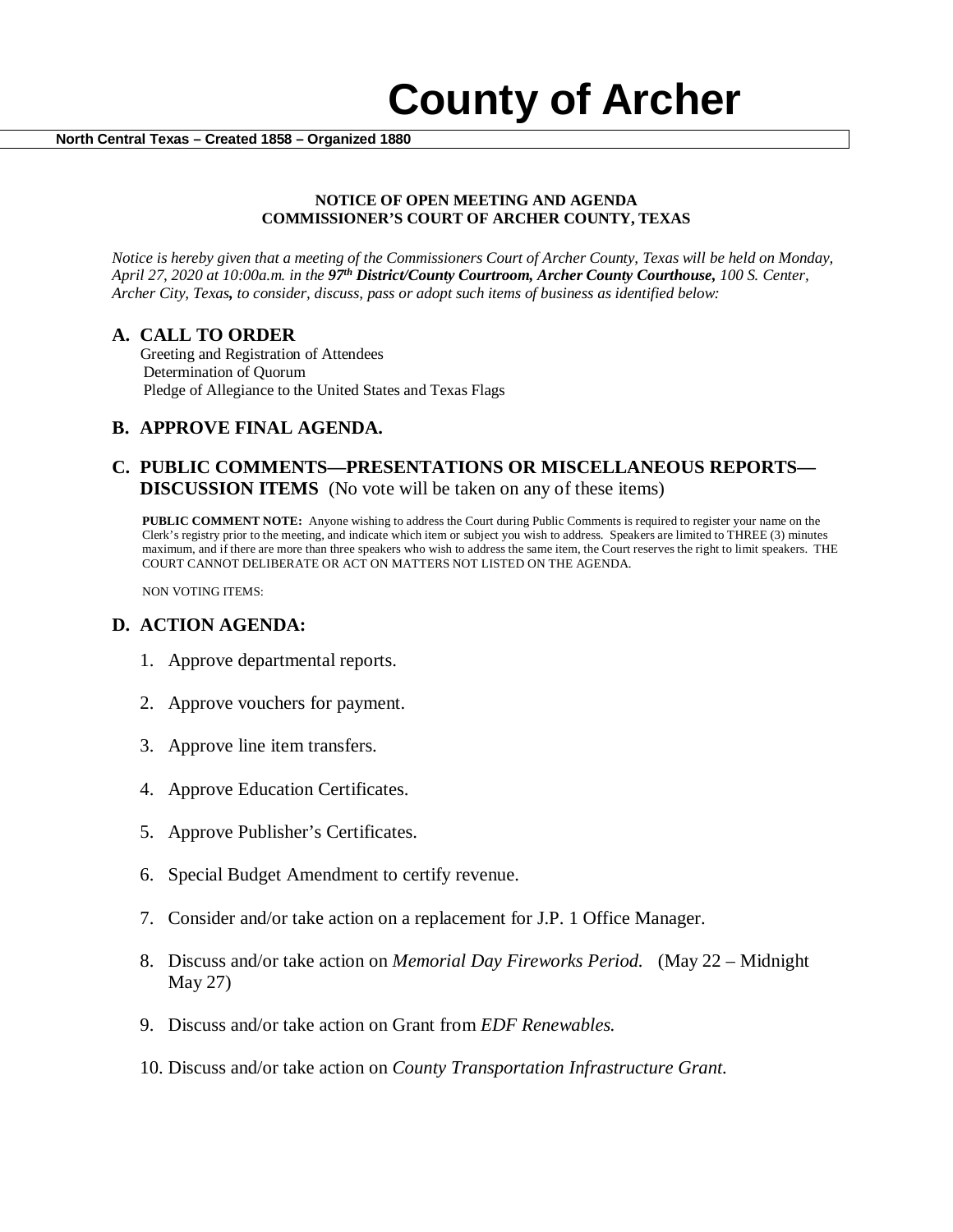# County of Archer

**North Central Texas – Created 1858 – Organized 1880**

**NOTICE OF OPEN MEETING AND AGENDA**
**COMMISSIONER'S COURT OF ARCHER COUNTY, TEXAS**

*Notice is hereby given that a meeting of the Commissioners Court of Archer County, Texas will be held on Monday, April 27, 2020 at 10:00a.m. in the **97th District/County Courtroom, Archer County Courthouse,** 100 S. Center, Archer City, Texas**,** to consider, discuss, pass or adopt such items of business as identified below:*

## A. CALL TO ORDER

Greeting and Registration of Attendees
Determination of Quorum
Pledge of Allegiance to the United States and Texas Flags

## B. APPROVE FINAL AGENDA.

## C. PUBLIC COMMENTS—PRESENTATIONS OR MISCELLANEOUS REPORTS—DISCUSSION ITEMS (No vote will be taken on any of these items)

**PUBLIC COMMENT NOTE:** Anyone wishing to address the Court during Public Comments is required to register your name on the Clerk's registry prior to the meeting, and indicate which item or subject you wish to address. Speakers are limited to THREE (3) minutes maximum, and if there are more than three speakers who wish to address the same item, the Court reserves the right to limit speakers. THE COURT CANNOT DELIBERATE OR ACT ON MATTERS NOT LISTED ON THE AGENDA.

NON VOTING ITEMS:

## D. ACTION AGENDA:

1. Approve departmental reports.
2. Approve vouchers for payment.
3. Approve line item transfers.
4. Approve Education Certificates.
5. Approve Publisher's Certificates.
6. Special Budget Amendment to certify revenue.
7. Consider and/or take action on a replacement for J.P. 1 Office Manager.
8. Discuss and/or take action on *Memorial Day Fireworks Period.* (May 22 – Midnight May 27)
9. Discuss and/or take action on Grant from *EDF Renewables.*
10. Discuss and/or take action on *County Transportation Infrastructure Grant.*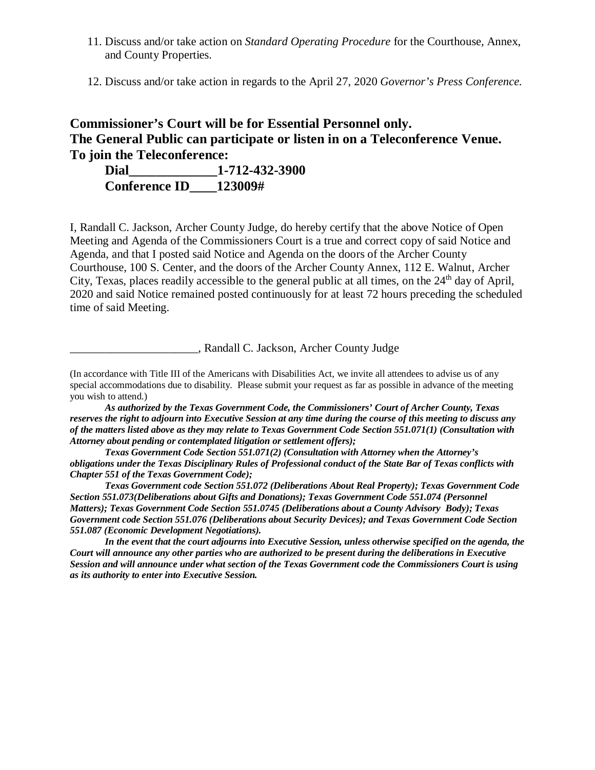11. Discuss and/or take action on *Standard Operating Procedure* for the Courthouse, Annex, and County Properties.

12. Discuss and/or take action in regards to the April 27, 2020 *Governor's Press Conference.*

**Commissioner's Court will be for Essential Personnel only.**
**The General Public can participate or listen in on a Teleconference Venue.**
**To join the Teleconference:**

**Dial_____________1-712-432-3900**
**Conference ID____123009#**

I, Randall C. Jackson, Archer County Judge, do hereby certify that the above Notice of Open Meeting and Agenda of the Commissioners Court is a true and correct copy of said Notice and Agenda, and that I posted said Notice and Agenda on the doors of the Archer County Courthouse, 100 S. Center, and the doors of the Archer County Annex, 112 E. Walnut, Archer City, Texas, places readily accessible to the general public at all times, on the 24th day of April, 2020 and said Notice remained posted continuously for at least 72 hours preceding the scheduled time of said Meeting.

______________________, Randall C. Jackson, Archer County Judge

(In accordance with Title III of the Americans with Disabilities Act, we invite all attendees to advise us of any special accommodations due to disability. Please submit your request as far as possible in advance of the meeting you wish to attend.)

***As authorized by the Texas Government Code, the Commissioners' Court of Archer County, Texas reserves the right to adjourn into Executive Session at any time during the course of this meeting to discuss any of the matters listed above as they may relate to Texas Government Code Section 551.071(1) (Consultation with Attorney about pending or contemplated litigation or settlement offers);***

***Texas Government Code Section 551.071(2) (Consultation with Attorney when the Attorney's obligations under the Texas Disciplinary Rules of Professional conduct of the State Bar of Texas conflicts with Chapter 551 of the Texas Government Code);***

***Texas Government code Section 551.072 (Deliberations About Real Property); Texas Government Code Section 551.073(Deliberations about Gifts and Donations); Texas Government Code 551.074 (Personnel Matters); Texas Government Code Section 551.0745 (Deliberations about a County Advisory Body); Texas Government code Section 551.076 (Deliberations about Security Devices); and Texas Government Code Section 551.087 (Economic Development Negotiations).***

***In the event that the court adjourns into Executive Session, unless otherwise specified on the agenda, the Court will announce any other parties who are authorized to be present during the deliberations in Executive Session and will announce under what section of the Texas Government code the Commissioners Court is using as its authority to enter into Executive Session.***